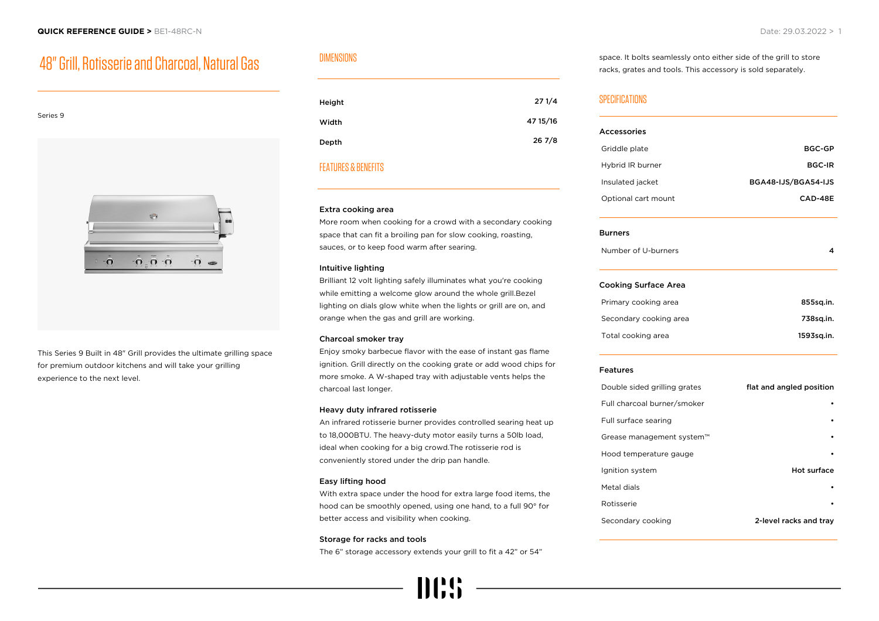# 48" Grill, Rotisserie and Charcoal, Natural Gas

Series 9

This Series 9 Built in 48" Grill provides the ultimate grilling space for premium outdoor kitchens and will take your grilling experience to the next level.

## DIMENSIONS

| | |
|---|---|
| Height | 27 1/4 |
| Width | 47 15/16 |
| Depth | 26 7/8 |

## FEATURES & BENEFITS

**Extra cooking area**

More room when cooking for a crowd with a secondary cooking space that can fit a broiling pan for slow cooking, roasting, sauces, or to keep food warm after searing.

**Intuitive lighting**

Brilliant 12 volt lighting safely illuminates what you're cooking while emitting a welcome glow around the whole grill.Bezel lighting on dials glow white when the lights or grill are on, and orange when the gas and grill are working.

**Charcoal smoker tray**

Enjoy smoky barbecue flavor with the ease of instant gas flame ignition. Grill directly on the cooking grate or add wood chips for more smoke. A W-shaped tray with adjustable vents helps the charcoal last longer.

**Heavy duty infrared rotisserie**

An infrared rotisserie burner provides controlled searing heat up to 18,000BTU. The heavy-duty motor easily turns a 50lb load, ideal when cooking for a big crowd.The rotisserie rod is conveniently stored under the drip pan handle.

**Easy lifting hood**

With extra space under the hood for extra large food items, the hood can be smoothly opened, using one hand, to a full 90° for better access and visibility when cooking.

**Storage for racks and tools**

The 6" storage accessory extends your grill to fit a 42" or 54" space. It bolts seamlessly onto either side of the grill to store racks, grates and tools. This accessory is sold separately.

## SPECIFICATIONS

**Accessories**

| | |
|---|---|
| Griddle plate | BGC-GP |
| Hybrid IR burner | BGC-IR |
| Insulated jacket | BGA48-IJS/BGA54-IJS |
| Optional cart mount | CAD-48E |

**Burners**

| | |
|---|---|
| Number of U-burners | 4 |

**Cooking Surface Area**

| | |
|---|---|
| Primary cooking area | 855sq.in. |
| Secondary cooking area | 738sq.in. |
| Total cooking area | 1593sq.in. |

**Features**

| | |
|---|---|
| Double sided grilling grates | flat and angled position |
| Full charcoal burner/smoker | • |
| Full surface searing | • |
| Grease management system™ | • |
| Hood temperature gauge | • |
| Ignition system | Hot surface |
| Metal dials | • |
| Rotisserie | • |
| Secondary cooking | 2-level racks and tray |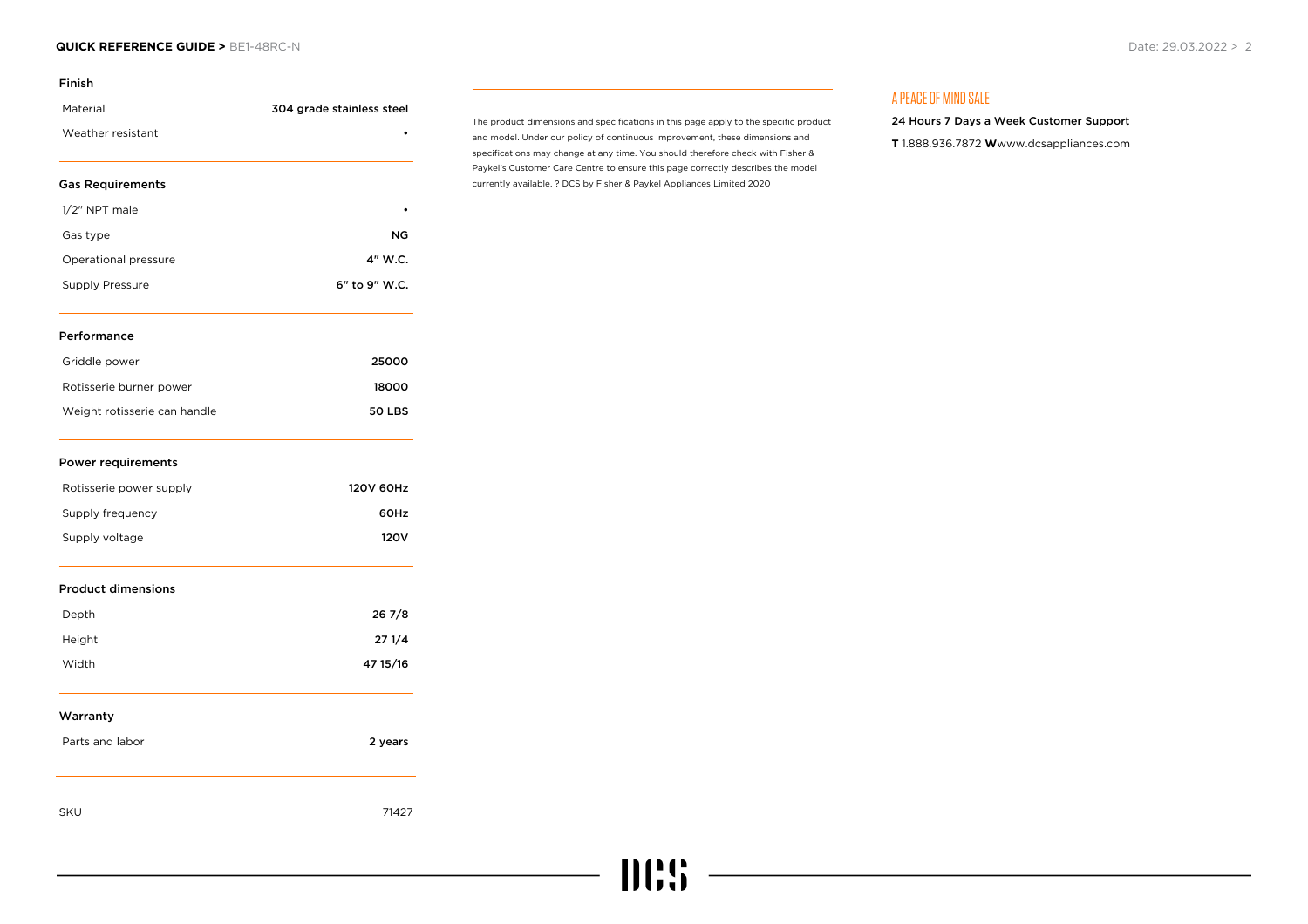### Finish

| | |
|---|---|
| Material | 304 grade stainless steel |
| Weather resistant | • |

### Gas Requirements

| | |
|---|---|
| 1/2" NPT male | • |
| Gas type | NG |
| Operational pressure | 4" W.C. |
| Supply Pressure | 6" to 9" W.C. |

### Performance

| | |
|---|---|
| Griddle power | 25000 |
| Rotisserie burner power | 18000 |
| Weight rotisserie can handle | 50 LBS |

### Power requirements

| | |
|---|---|
| Rotisserie power supply | 120V 60Hz |
| Supply frequency | 60Hz |
| Supply voltage | 120V |

### Product dimensions

| | |
|---|---|
| Depth | 26 7/8 |
| Height | 27 1/4 |
| Width | 47 15/16 |

### Warranty

| | |
|---|---|
| Parts and labor | 2 years |

| | |
|---|---|
| SKU | 71427 |

The product dimensions and specifications in this page apply to the specific product and model. Under our policy of continuous improvement, these dimensions and specifications may change at any time. You should therefore check with Fisher & Paykel's Customer Care Centre to ensure this page correctly describes the model currently available. ? DCS by Fisher & Paykel Appliances Limited 2020

## A PEACE OF MIND SALE

**24 Hours 7 Days a Week Customer Support**

**T** 1.888.936.7872 **W**www.dcsappliances.com